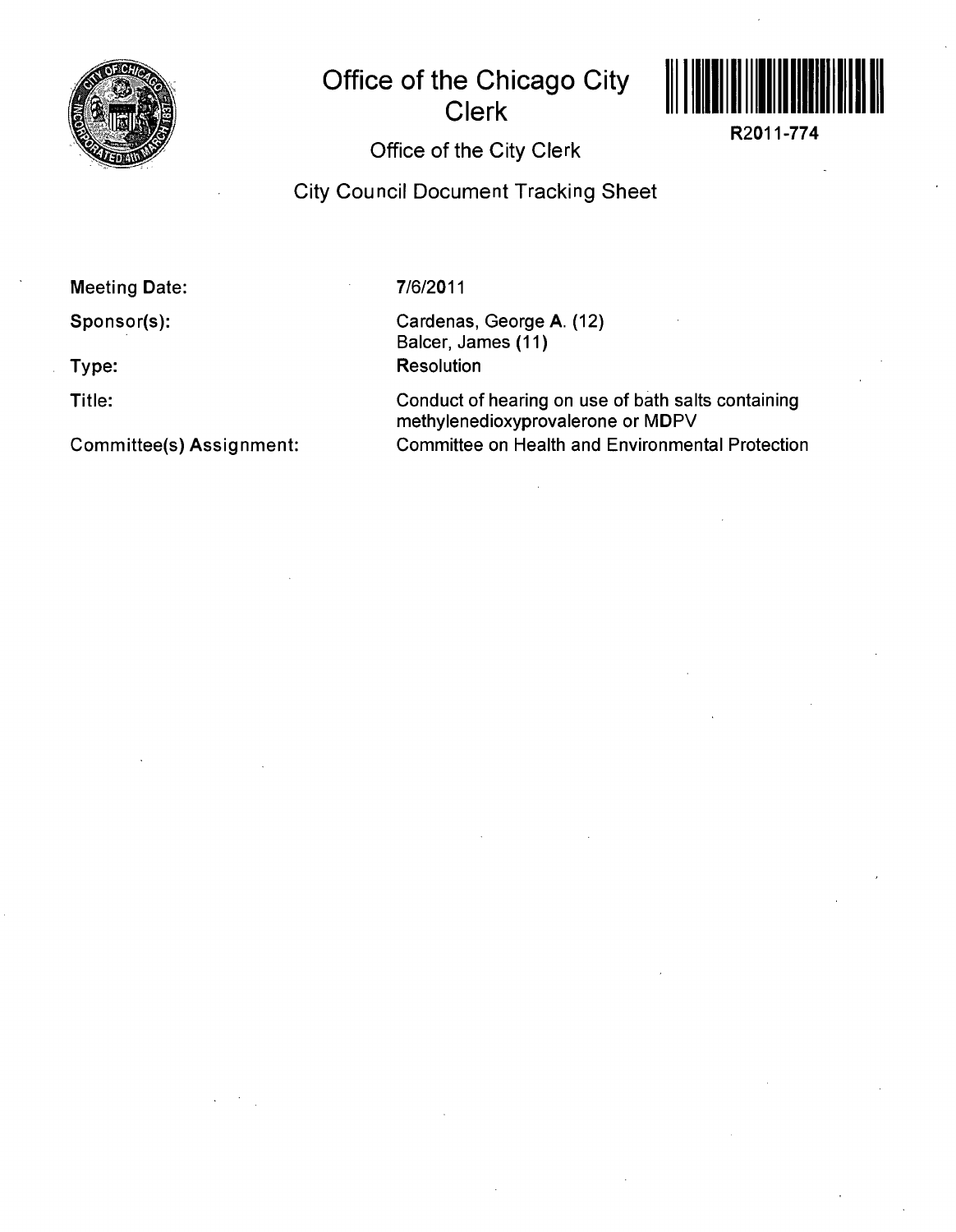# Office of the Chicago City Clerk

R2011-774

## Office of the City Clerk

## City Council Document Tracking Sheet

| | |
|---|---|
| **Meeting Date:** | 7/6/2011 |
| **Sponsor(s):** | Cardenas, George A. (12)<br>Balcer, James (11) |
| **Type:** | Resolution |
| **Title:** | Conduct of hearing on use of bath salts containing methylenedioxyprovalerone or MDPV |
| **Committee(s) Assignment:** | Committee on Health and Environmental Protection |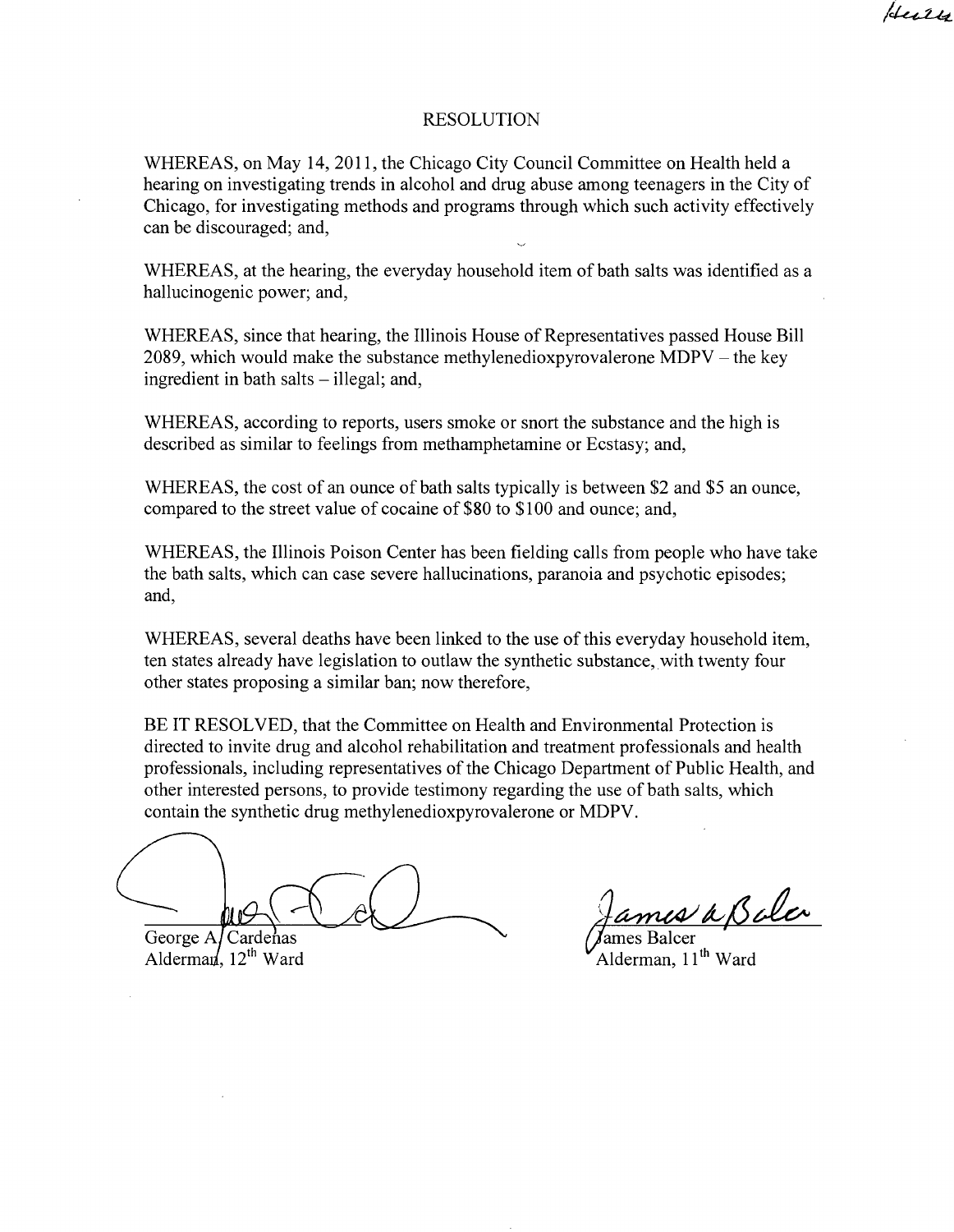Health

# RESOLUTION

WHEREAS, on May 14, 2011, the Chicago City Council Committee on Health held a hearing on investigating trends in alcohol and drug abuse among teenagers in the City of Chicago, for investigating methods and programs through which such activity effectively can be discouraged; and,

WHEREAS, at the hearing, the everyday household item of bath salts was identified as a hallucinogenic power; and,

WHEREAS, since that hearing, the Illinois House of Representatives passed House Bill 2089, which would make the substance methylenedioxpyrovalerone MDPV – the key ingredient in bath salts – illegal; and,

WHEREAS, according to reports, users smoke or snort the substance and the high is described as similar to feelings from methamphetamine or Ecstasy; and,

WHEREAS, the cost of an ounce of bath salts typically is between $2 and $5 an ounce, compared to the street value of cocaine of $80 to $100 and ounce; and,

WHEREAS, the Illinois Poison Center has been fielding calls from people who have take the bath salts, which can case severe hallucinations, paranoia and psychotic episodes; and,

WHEREAS, several deaths have been linked to the use of this everyday household item, ten states already have legislation to outlaw the synthetic substance, with twenty four other states proposing a similar ban; now therefore,

BE IT RESOLVED, that the Committee on Health and Environmental Protection is directed to invite drug and alcohol rehabilitation and treatment professionals and health professionals, including representatives of the Chicago Department of Public Health, and other interested persons, to provide testimony regarding the use of bath salts, which contain the synthetic drug methylenedioxpyrovalerone or MDPV.

George A. Cardenas
Alderman, 12th Ward

James A. Balcer
Alderman, 11th Ward